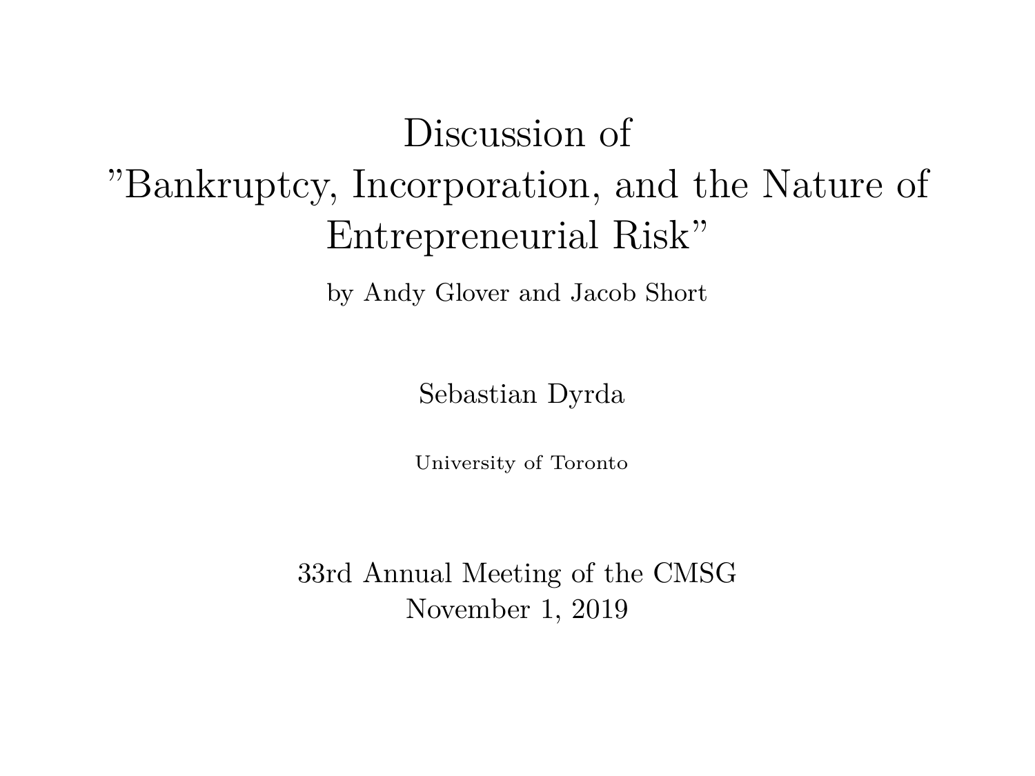# Discussion of ”Bankruptcy, Incorporation, and the Nature of Entrepreneurial Risk”

by Andy Glover and Jacob Short

Sebastian Dyrda

University of Toronto

33rd Annual Meeting of the CMSG
November 1, 2019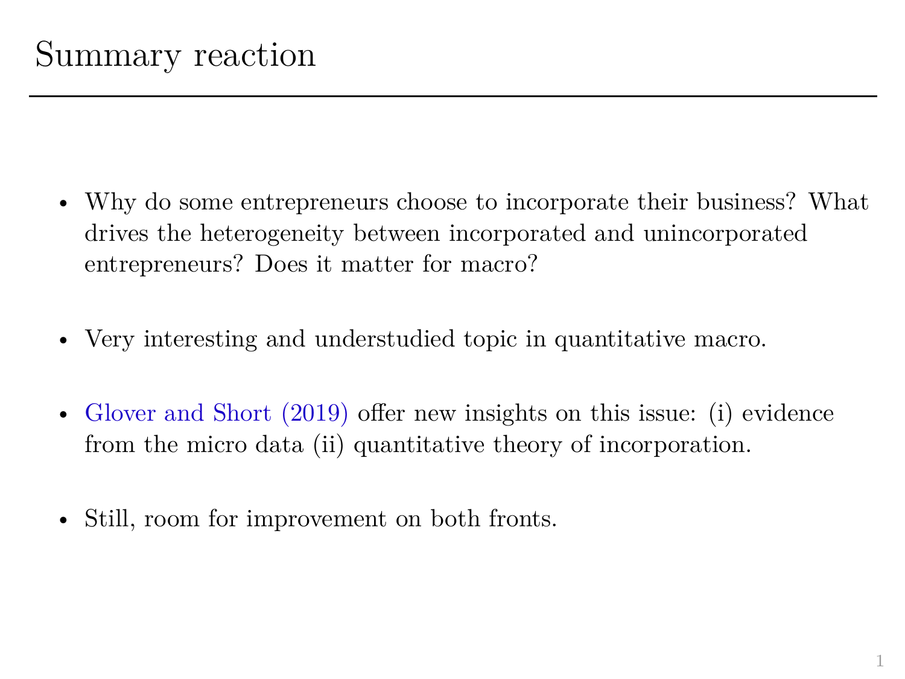# Summary reaction

- Why do some entrepreneurs choose to incorporate their business? What drives the heterogeneity between incorporated and unincorporated entrepreneurs? Does it matter for macro?
- Very interesting and understudied topic in quantitative macro.
- Glover and Short (2019) offer new insights on this issue: (i) evidence from the micro data (ii) quantitative theory of incorporation.
- Still, room for improvement on both fronts.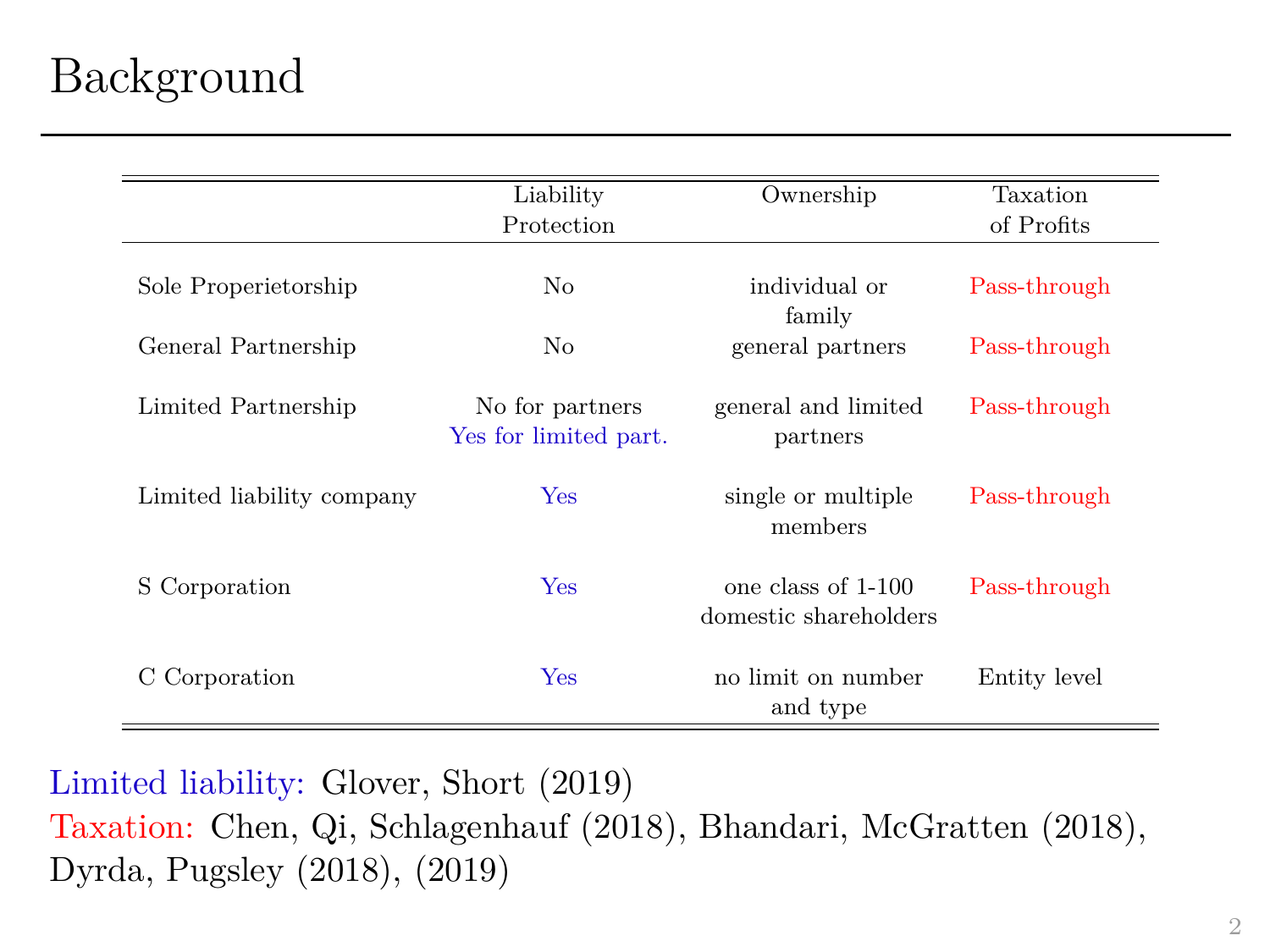# Background

| | Liability Protection | Ownership | Taxation of Profits |
|---|---|---|---|
| Sole Properietorship | No | individual or family | Pass-through |
| General Partnership | No | general partners | Pass-through |
| Limited Partnership | No for partners<br>Yes for limited part. | general and limited partners | Pass-through |
| Limited liability company | Yes | single or multiple members | Pass-through |
| S Corporation | Yes | one class of 1-100 domestic shareholders | Pass-through |
| C Corporation | Yes | no limit on number and type | Entity level |

Limited liability: Glover, Short (2019)
Taxation: Chen, Qi, Schlagenhauf (2018), Bhandari, McGratten (2018), Dyrda, Pugsley (2018), (2019)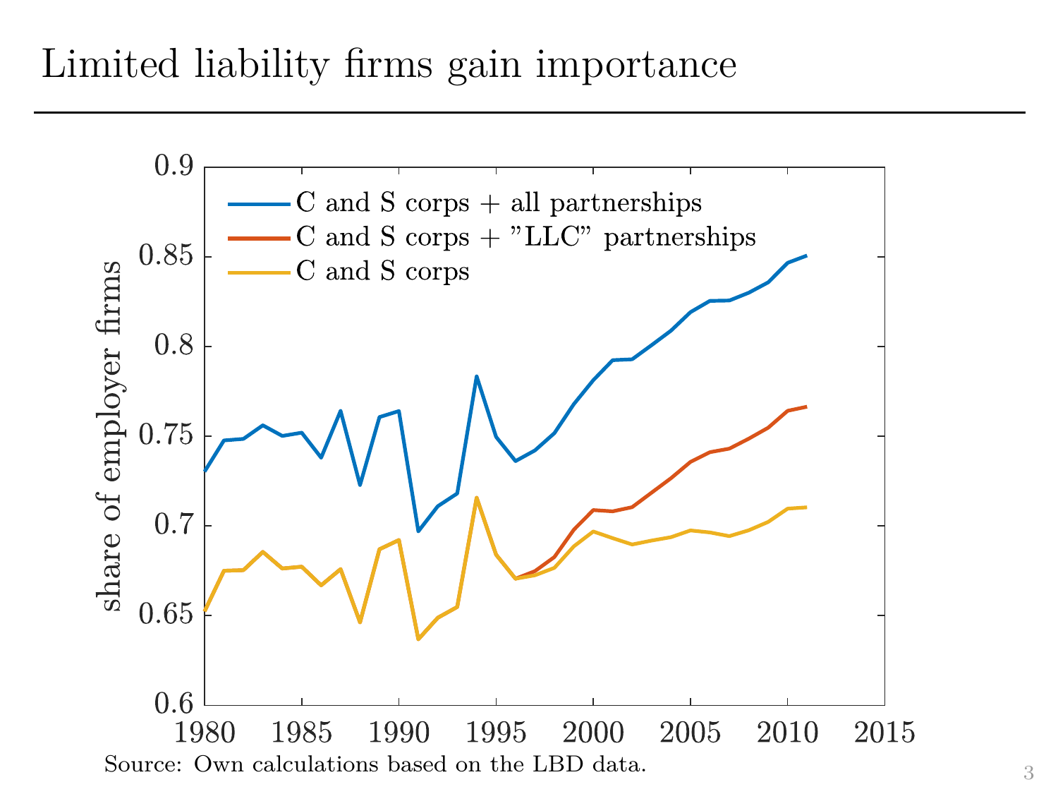# Limited liability firms gain importance

Source: Own calculations based on the LBD data.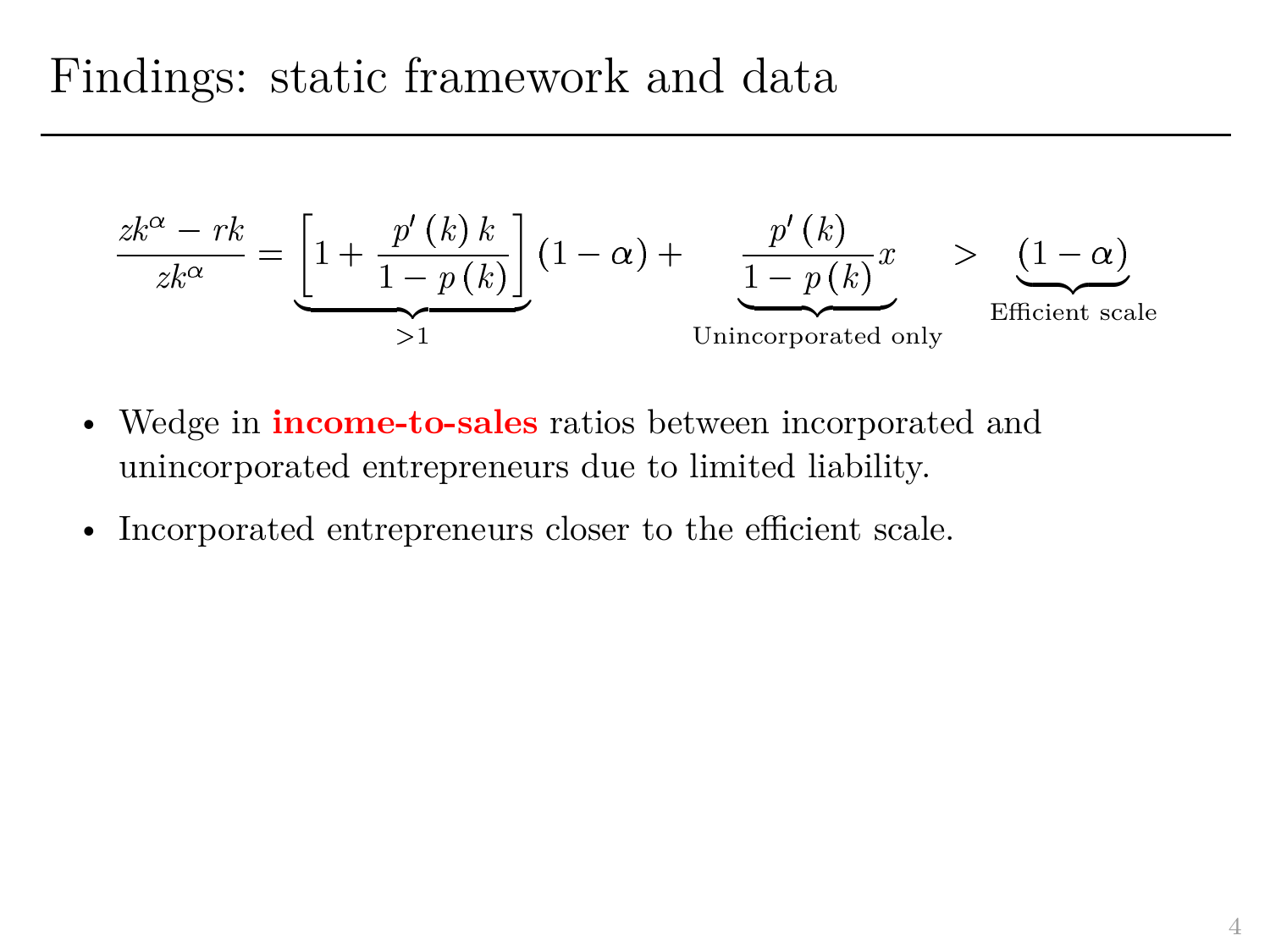# Findings: static framework and data

$$\frac{zk^{\alpha} - rk}{zk^{\alpha}} = \underbrace{\left[1 + \frac{p'(k)\,k}{1 - p(k)}\right]}_{>1}(1 - \alpha) + \underbrace{\frac{p'(k)}{1 - p(k)}x}_{\text{Unincorporated only}} > \underbrace{(1 - \alpha)}_{\text{Efficient scale}}$$

- Wedge in **income-to-sales** ratios between incorporated and unincorporated entrepreneurs due to limited liability.
- Incorporated entrepreneurs closer to the efficient scale.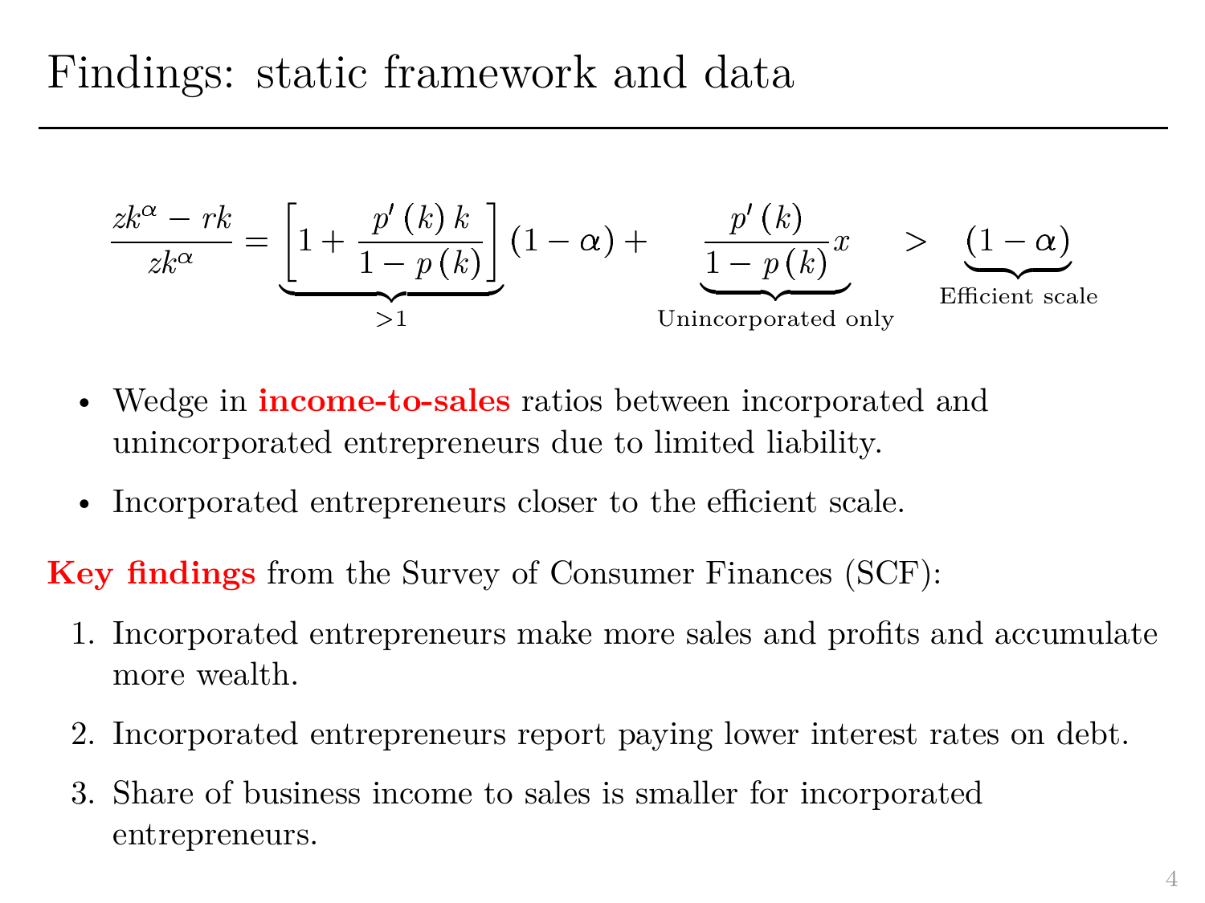# Findings: static framework and data

$$\frac{zk^{\alpha} - rk}{zk^{\alpha}} = \underbrace{\left[1 + \frac{p'(k)\,k}{1 - p(k)}\right]}_{>1} (1-\alpha) + \underbrace{\frac{p'(k)}{1-p(k)}}_{\text{Unincorporated only}} x \quad > \underbrace{(1-\alpha)}_{\text{Efficient scale}}$$

- Wedge in **income-to-sales** ratios between incorporated and unincorporated entrepreneurs due to limited liability.
- Incorporated entrepreneurs closer to the efficient scale.

**Key findings** from the Survey of Consumer Finances (SCF):

1. Incorporated entrepreneurs make more sales and profits and accumulate more wealth.
2. Incorporated entrepreneurs report paying lower interest rates on debt.
3. Share of business income to sales is smaller for incorporated entrepreneurs.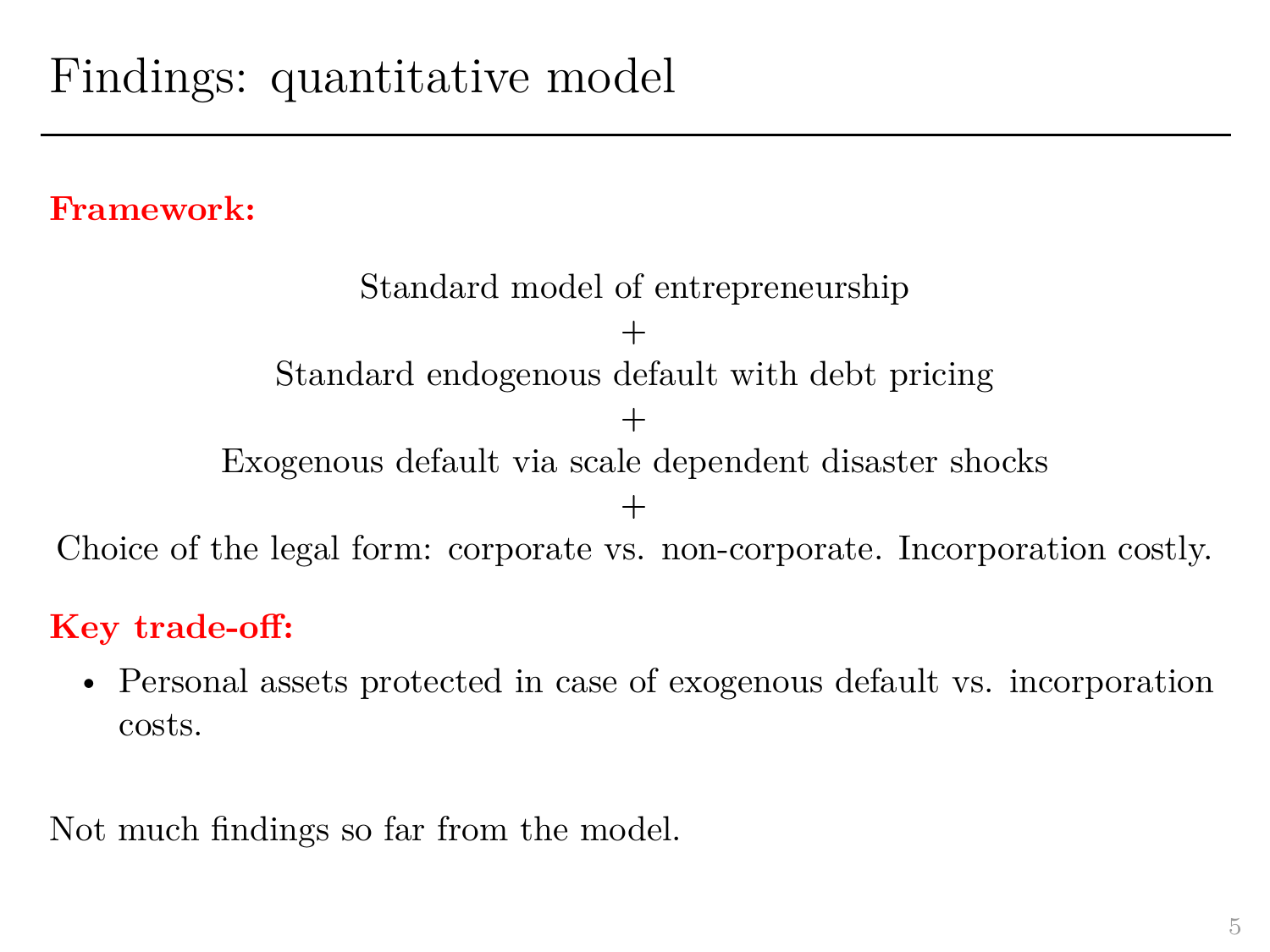# Findings: quantitative model

**Framework:**

Standard model of entrepreneurship

+

Standard endogenous default with debt pricing

+

Exogenous default via scale dependent disaster shocks

+

Choice of the legal form: corporate vs. non-corporate. Incorporation costly.

**Key trade-off:**

- Personal assets protected in case of exogenous default vs. incorporation costs.

Not much findings so far from the model.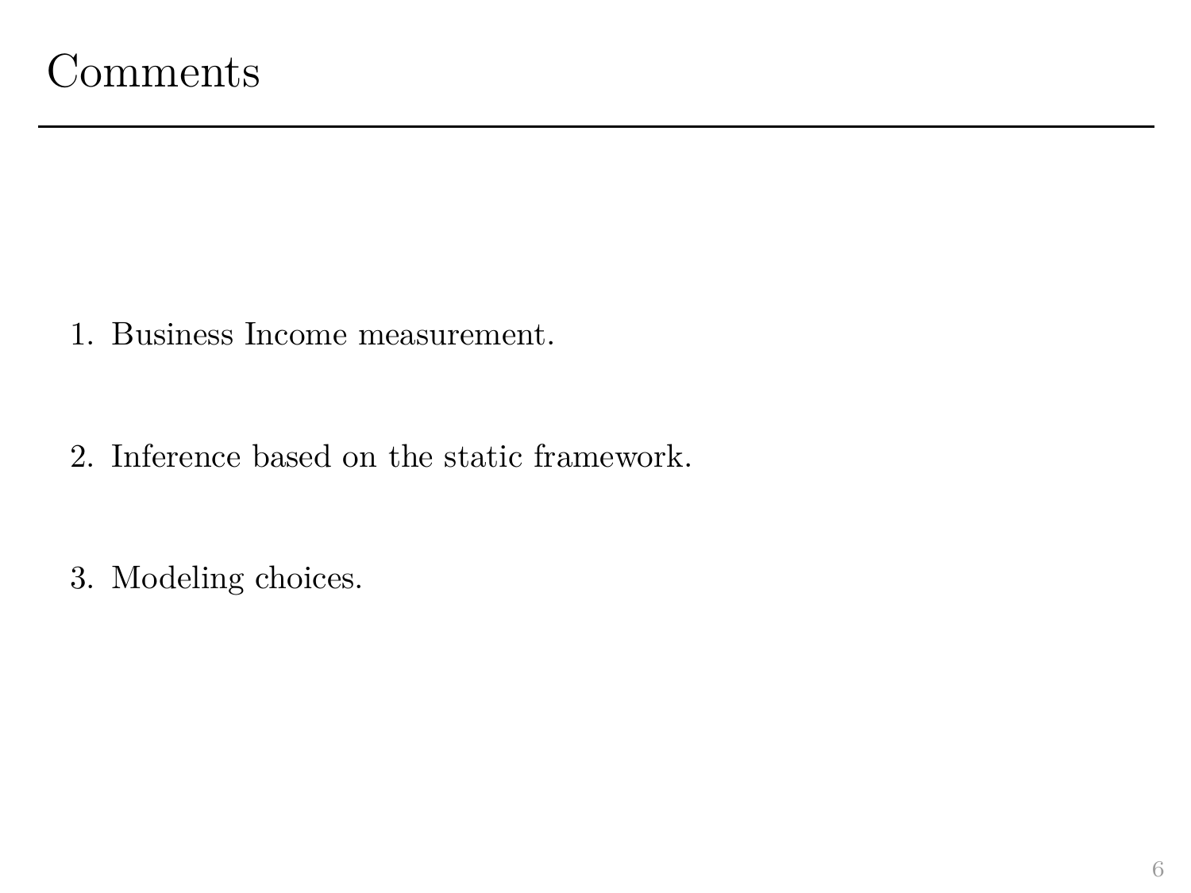# Comments

1. Business Income measurement.
2. Inference based on the static framework.
3. Modeling choices.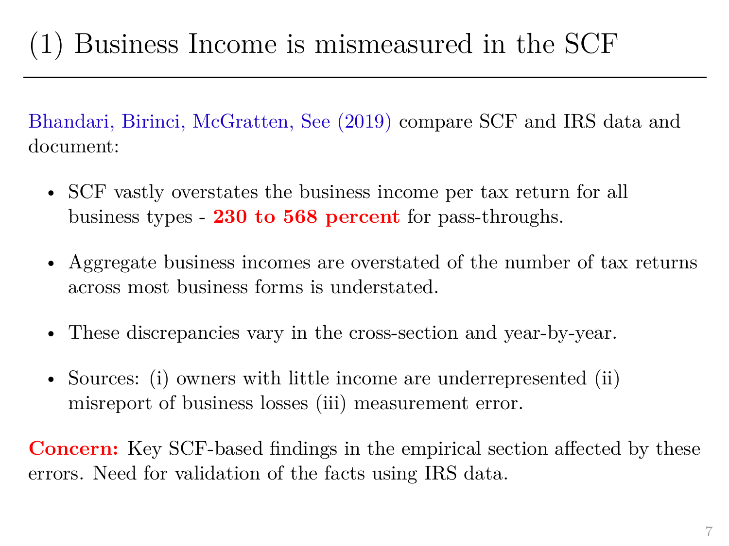# (1) Business Income is mismeasured in the SCF

Bhandari, Birinci, McGratten, See (2019) compare SCF and IRS data and document:

- SCF vastly overstates the business income per tax return for all business types - **230 to 568 percent** for pass-throughs.
- Aggregate business incomes are overstated of the number of tax returns across most business forms is understated.
- These discrepancies vary in the cross-section and year-by-year.
- Sources: (i) owners with little income are underrepresented (ii) misreport of business losses (iii) measurement error.

**Concern:** Key SCF-based findings in the empirical section affected by these errors. Need for validation of the facts using IRS data.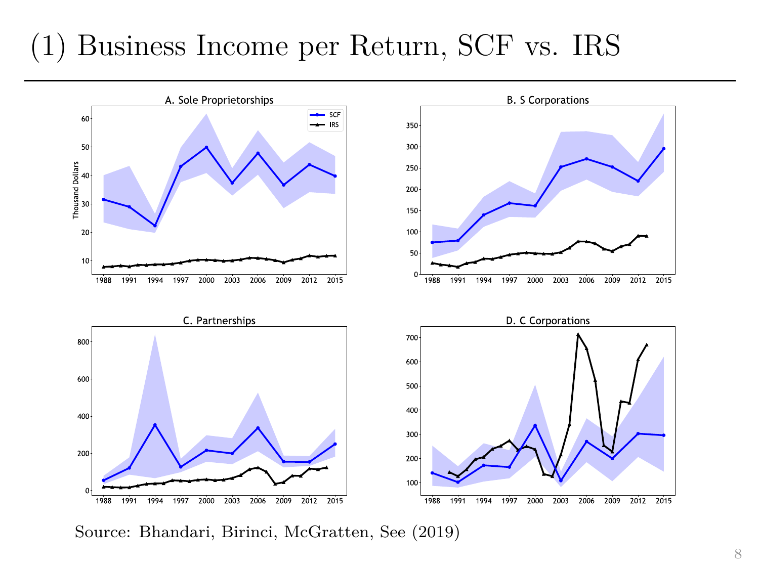# (1) Business Income per Return, SCF vs. IRS

Source: Bhandari, Birinci, McGratten, See (2019)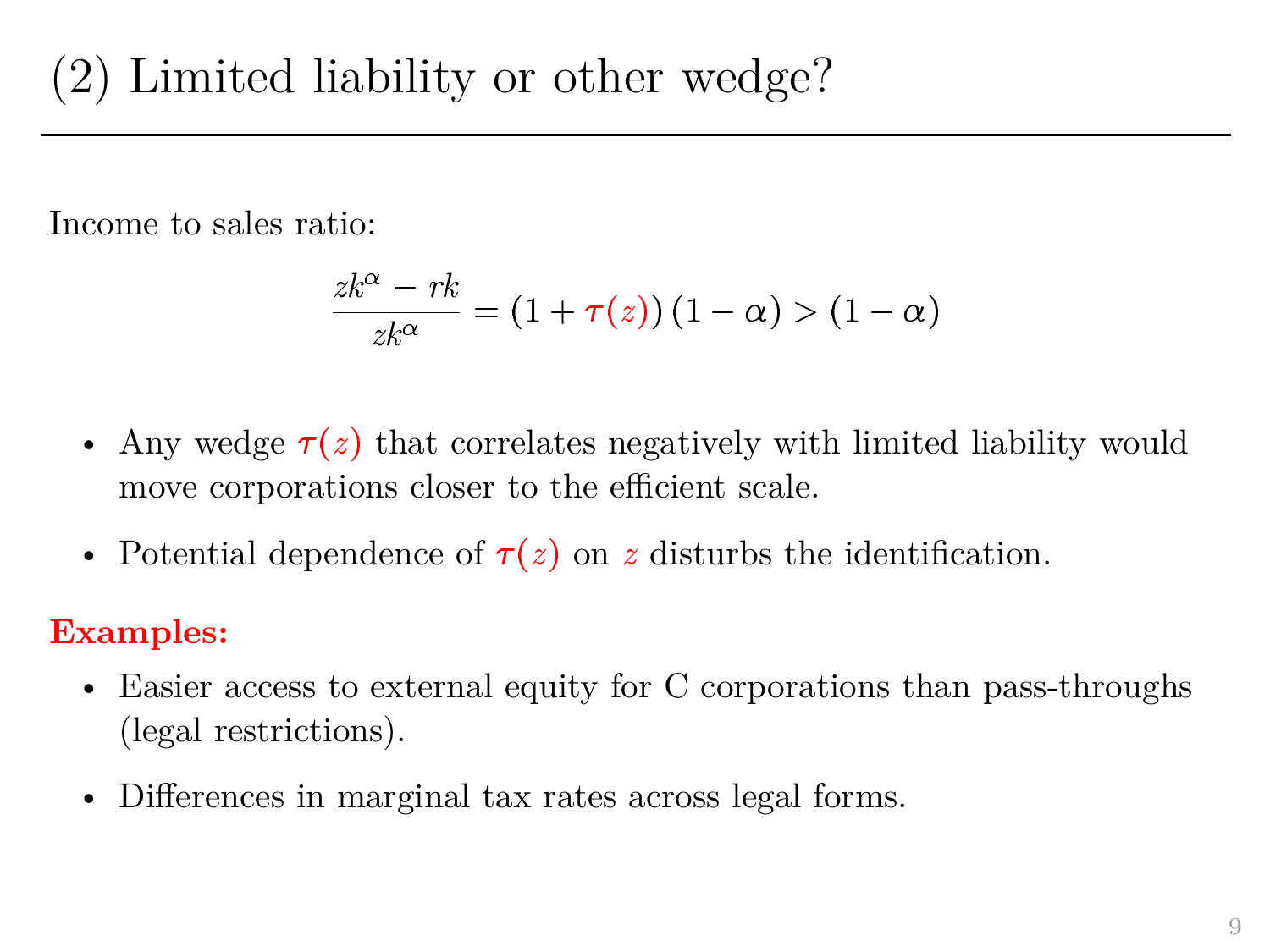# (2) Limited liability or other wedge?

Income to sales ratio:

$$\frac{zk^{\alpha} - rk}{zk^{\alpha}} = (1 + \tau(z))(1 - \alpha) > (1 - \alpha)$$

- Any wedge $\tau(z)$ that correlates negatively with limited liability would move corporations closer to the efficient scale.
- Potential dependence of $\tau(z)$ on $z$ disturbs the identification.

**Examples:**

- Easier access to external equity for C corporations than pass-throughs (legal restrictions).
- Differences in marginal tax rates across legal forms.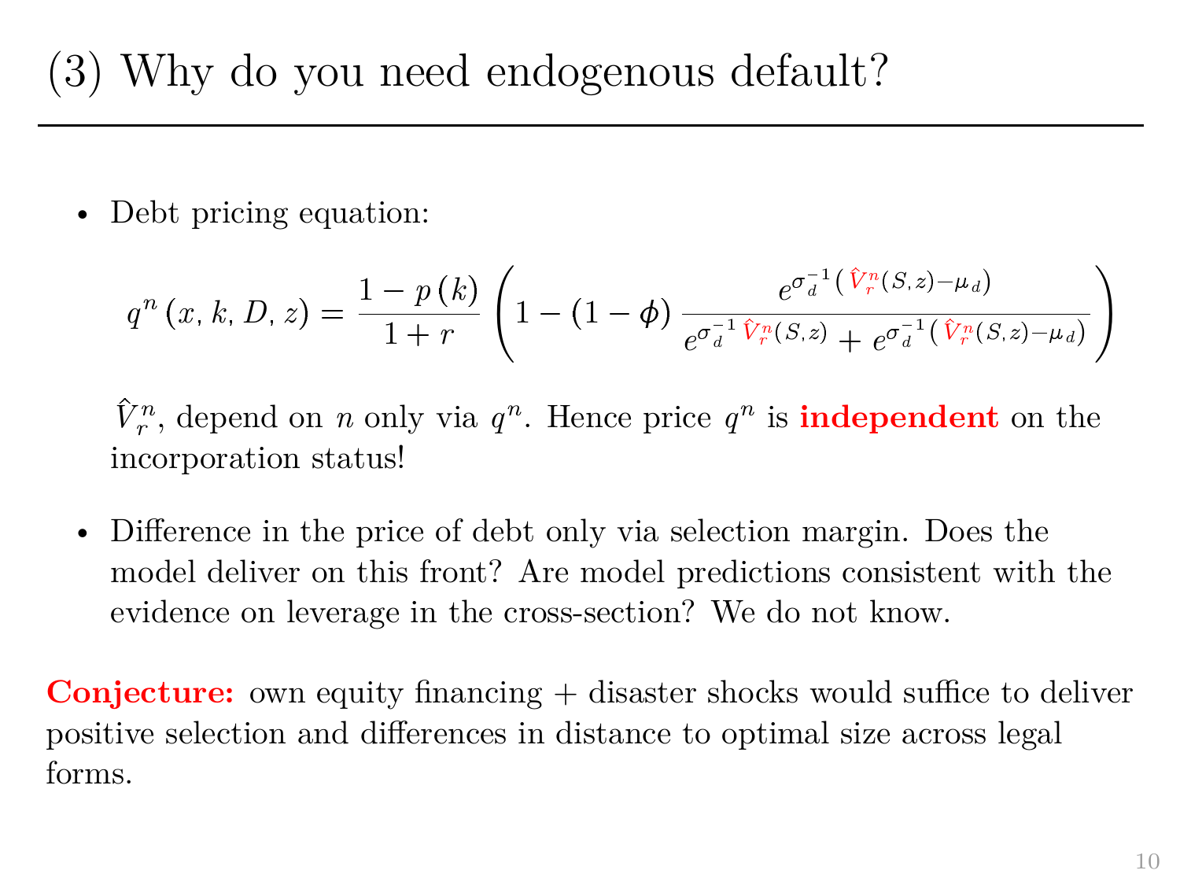# (3) Why do you need endogenous default?

- Debt pricing equation:

$$q^n(x, k, D, z) = \frac{1 - p(k)}{1 + r}\left(1 - (1 - \phi)\frac{e^{\sigma_d^{-1}\left(\hat{V}_r^n(S,z) - \mu_d\right)}}{e^{\sigma_d^{-1}\hat{V}_r^n(S,z)} + e^{\sigma_d^{-1}\left(\hat{V}_r^n(S,z) - \mu_d\right)}}\right)$$

  $\hat{V}_r^n$, depend on $n$ only via $q^n$. Hence price $q^n$ is **independent** on the incorporation status!

- Difference in the price of debt only via selection margin. Does the model deliver on this front? Are model predictions consistent with the evidence on leverage in the cross-section? We do not know.

**Conjecture:** own equity financing + disaster shocks would suffice to deliver positive selection and differences in distance to optimal size across legal forms.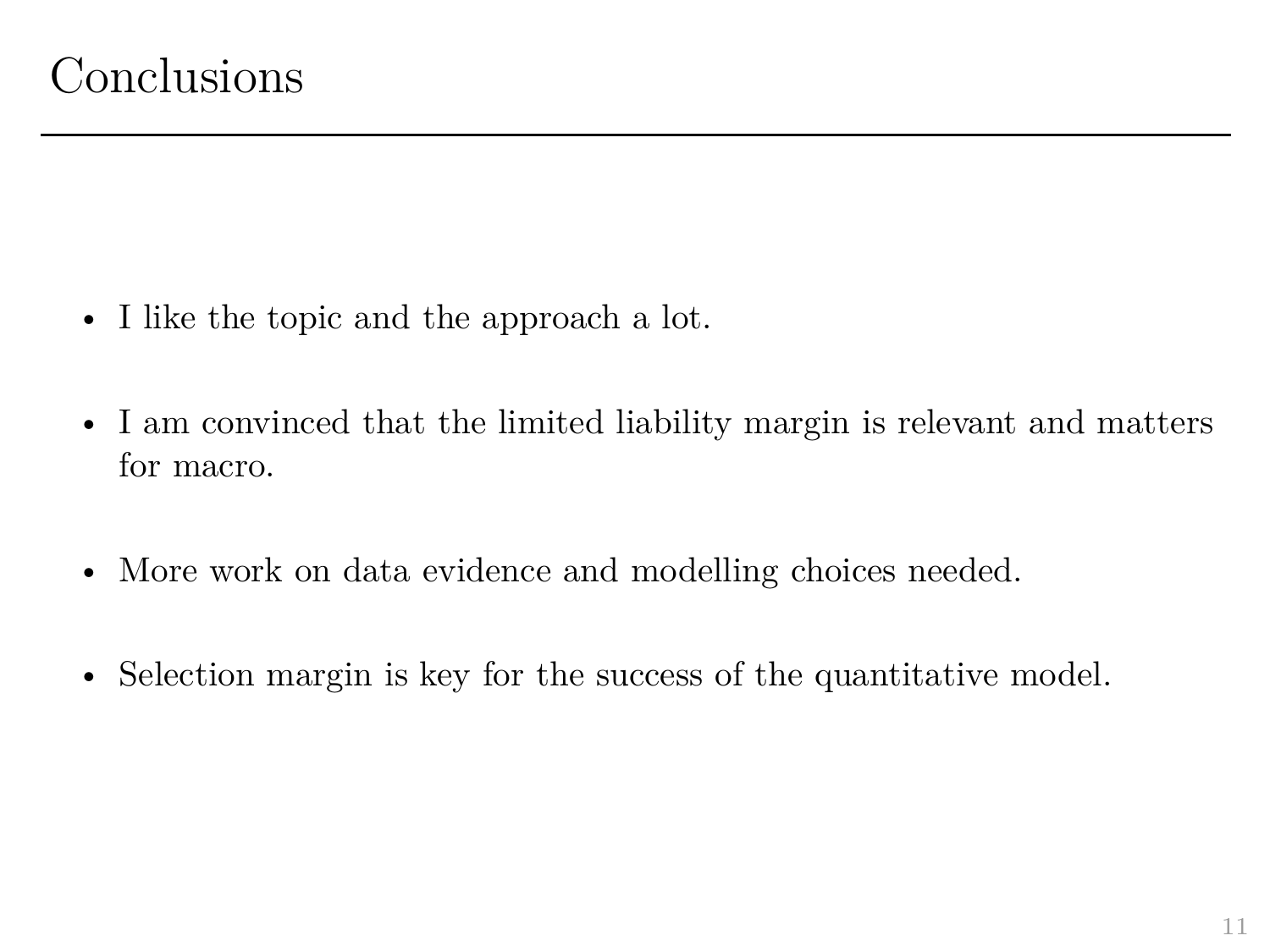# Conclusions

- I like the topic and the approach a lot.
- I am convinced that the limited liability margin is relevant and matters for macro.
- More work on data evidence and modelling choices needed.
- Selection margin is key for the success of the quantitative model.